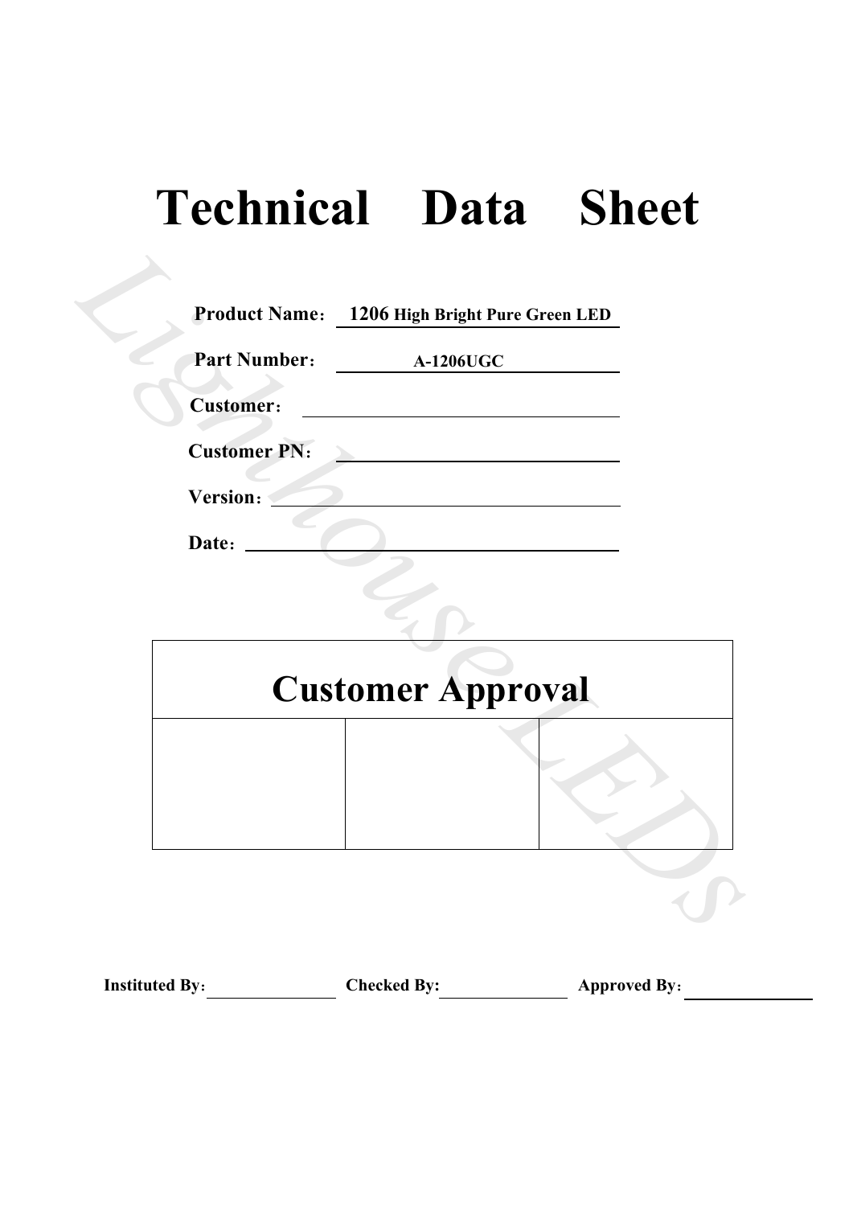# Technical Data Sheet

**Product Name：** 1206 High Bright Pure Green LED

**Part Number：** A-1206UGC

**Customer：**

**Customer PN：**

**Version：**

**Date：**

| Customer Approval | | |
|---|---|---|
| | | |

**Instituted By：** ______ **Checked By:** ______ **Approved By：** ______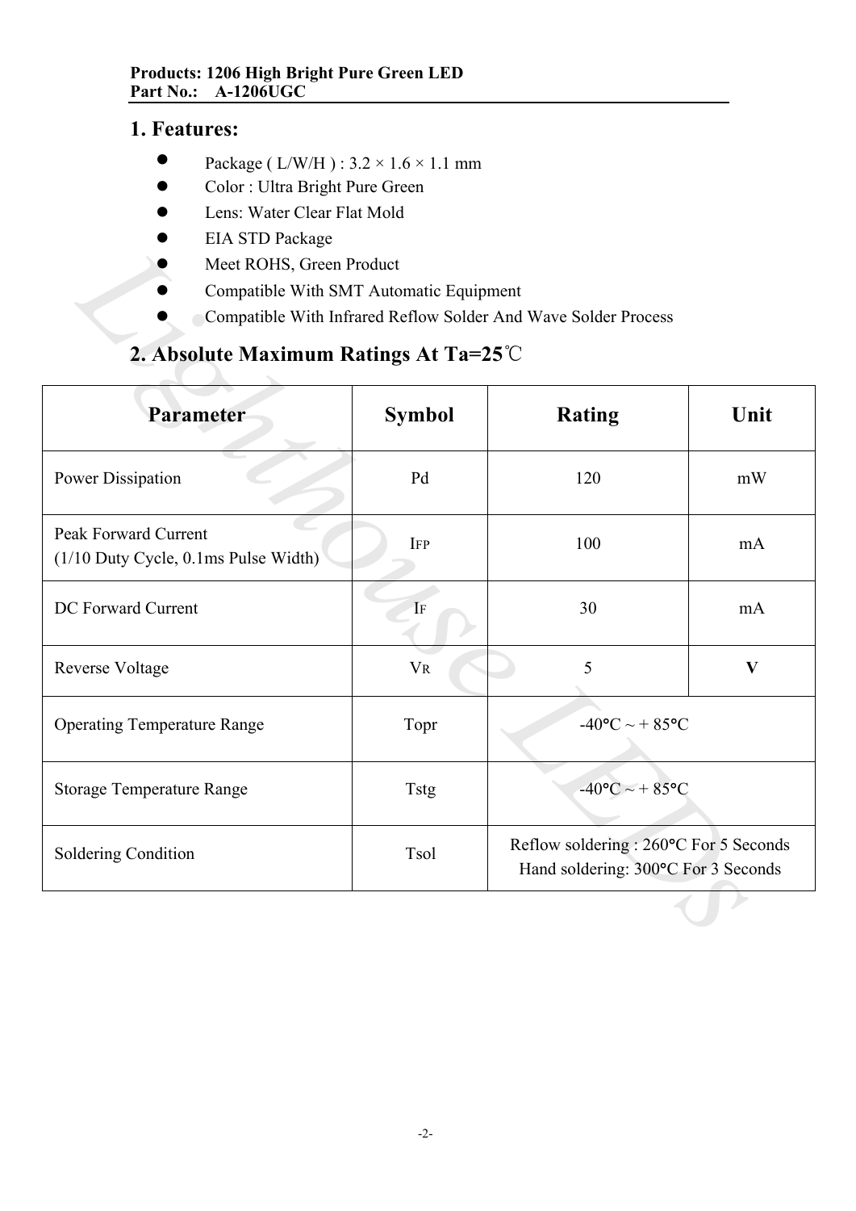**Products: 1206 High Bright Pure Green LED**
**Part No.: A-1206UGC**

## 1. Features:

- Package ( L/W/H ) : 3.2 × 1.6 × 1.1 mm
- Color : Ultra Bright Pure Green
- Lens: Water Clear Flat Mold
- EIA STD Package
- Meet ROHS, Green Product
- Compatible With SMT Automatic Equipment
- Compatible With Infrared Reflow Solder And Wave Solder Process

## 2. Absolute Maximum Ratings At Ta=25℃

| Parameter | Symbol | Rating | Unit |
|---|---|---|---|
| Power Dissipation | Pd | 120 | mW |
| Peak Forward Current (1/10 Duty Cycle, 0.1ms Pulse Width) | $I_{FP}$ | 100 | mA |
| DC Forward Current | $I_F$ | 30 | mA |
| Reverse Voltage | $V_R$ | 5 | **V** |
| Operating Temperature Range | Topr | -40°C ~ + 85°C | |
| Storage Temperature Range | Tstg | -40°C ~ + 85°C | |
| Soldering Condition | Tsol | Reflow soldering : 260°C For 5 Seconds<br>Hand soldering: 300°C For 3 Seconds | |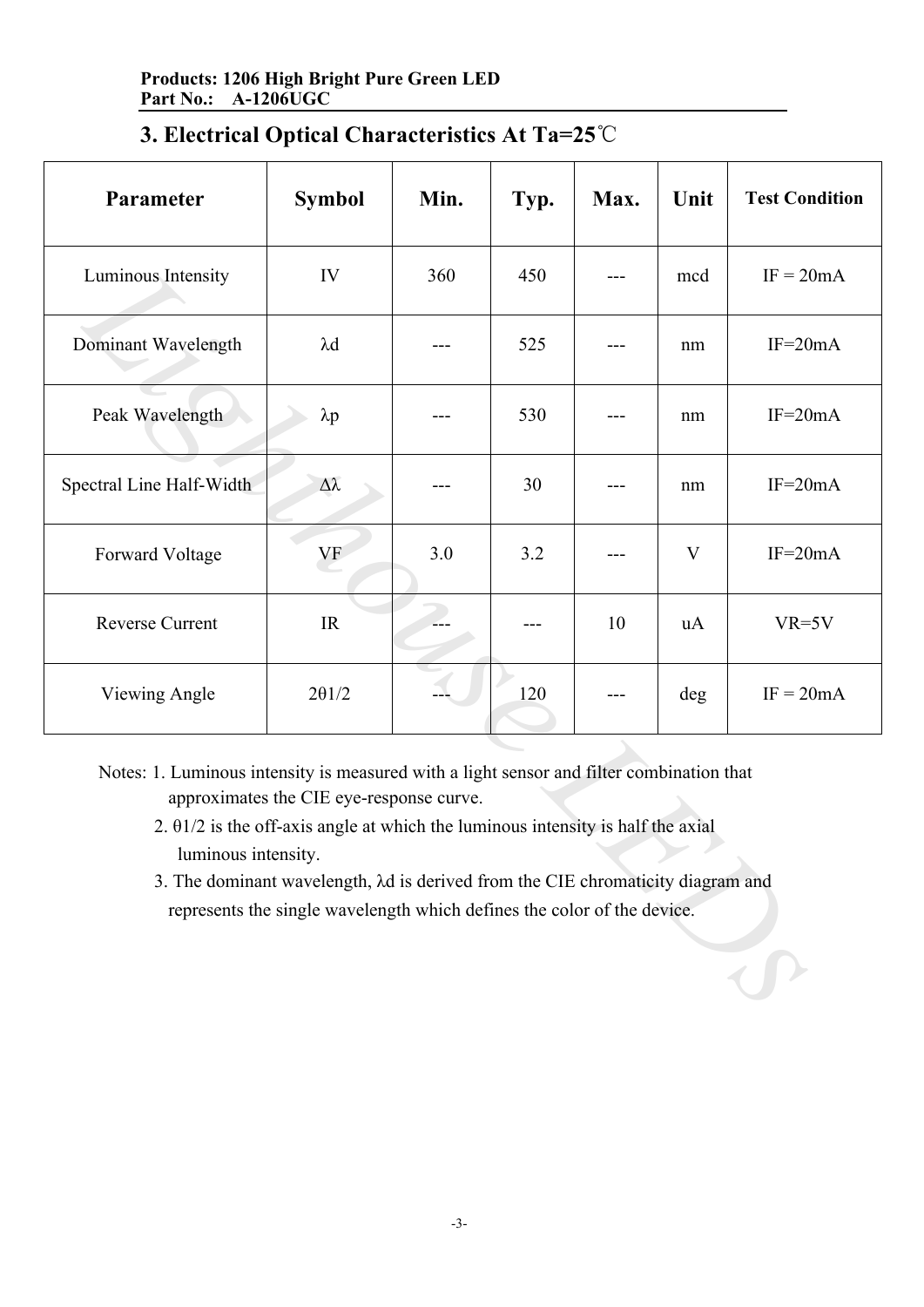**Products: 1206 High Bright Pure Green LED**
**Part No.: A-1206UGC**

## 3. Electrical Optical Characteristics At Ta=25℃

| Parameter | Symbol | Min. | Typ. | Max. | Unit | Test Condition |
|---|---|---|---|---|---|---|
| Luminous Intensity | IV | 360 | 450 | --- | mcd | IF = 20mA |
| Dominant Wavelength | λd | --- | 525 | --- | nm | IF=20mA |
| Peak Wavelength | λp | --- | 530 | --- | nm | IF=20mA |
| Spectral Line Half-Width | Δλ | --- | 30 | --- | nm | IF=20mA |
| Forward Voltage | VF | 3.0 | 3.2 | --- | V | IF=20mA |
| Reverse Current | IR | --- | --- | 10 | uA | VR=5V |
| Viewing Angle | 2θ1/2 | --- | 120 | --- | deg | IF = 20mA |

Notes: 1. Luminous intensity is measured with a light sensor and filter combination that approximates the CIE eye-response curve.

2. θ1/2 is the off-axis angle at which the luminous intensity is half the axial luminous intensity.

3. The dominant wavelength, λd is derived from the CIE chromaticity diagram and represents the single wavelength which defines the color of the device.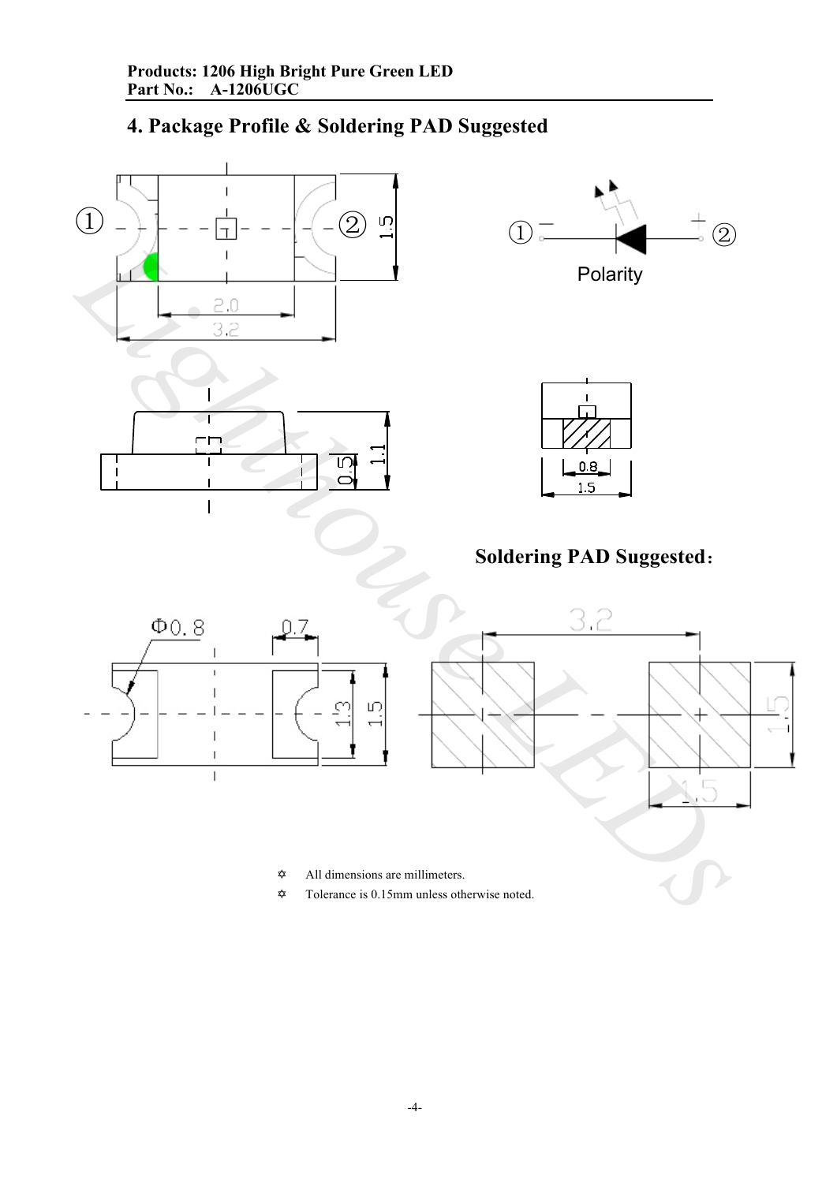Products: 1206 High Bright Pure Green LED
Part No.: A-1206UGC

## 4. Package Profile & Soldering PAD Suggested

①  ②  1.5

2.0
3.2

① − + ②
Polarity

1.1
0.5

0.8
1.5

### Soldering PAD Suggested：

Φ0.8  0.7
1.3  1.5

3.2
1.5
1.5

- All dimensions are millimeters.
- Tolerance is 0.15mm unless otherwise noted.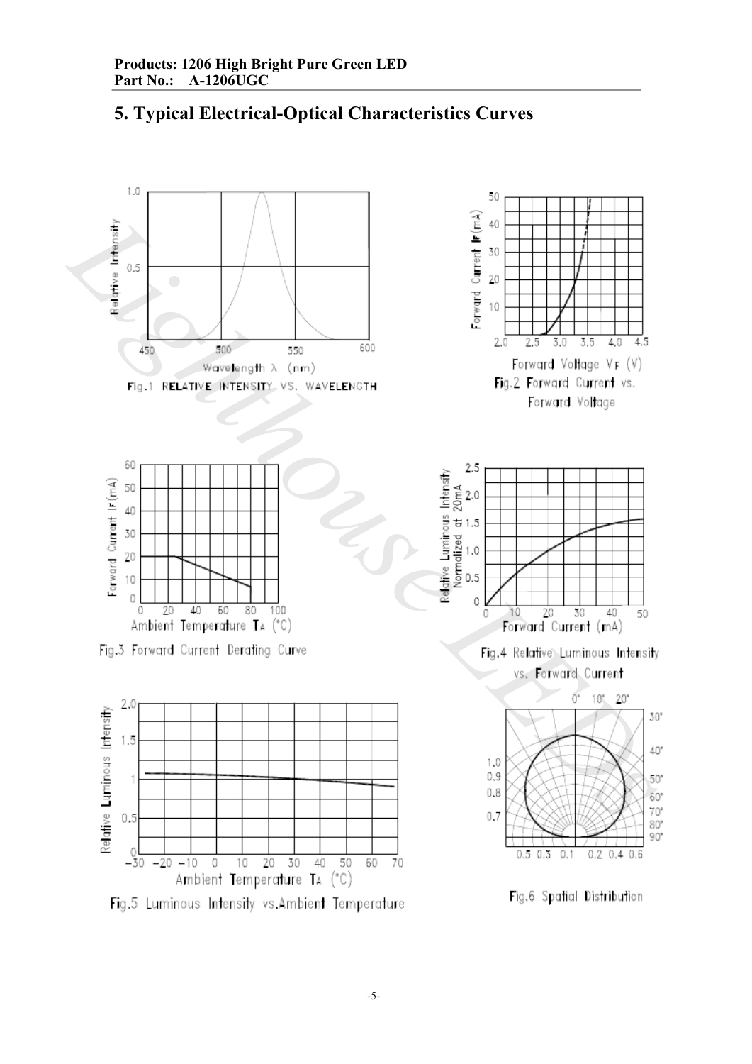# 5. Typical Electrical-Optical Characteristics Curves

Fig.1 RELATIVE INTENSITY VS. WAVELENGTH

Fig.2 Forward Current vs. Forward Voltage

Fig.3 Forward Current Derating Curve

Fig.4 Relative Luminous Intensity vs. Forward Current

Fig.5 Luminous Intensity vs.Ambient Temperature

Fig.6 Spatial Distribution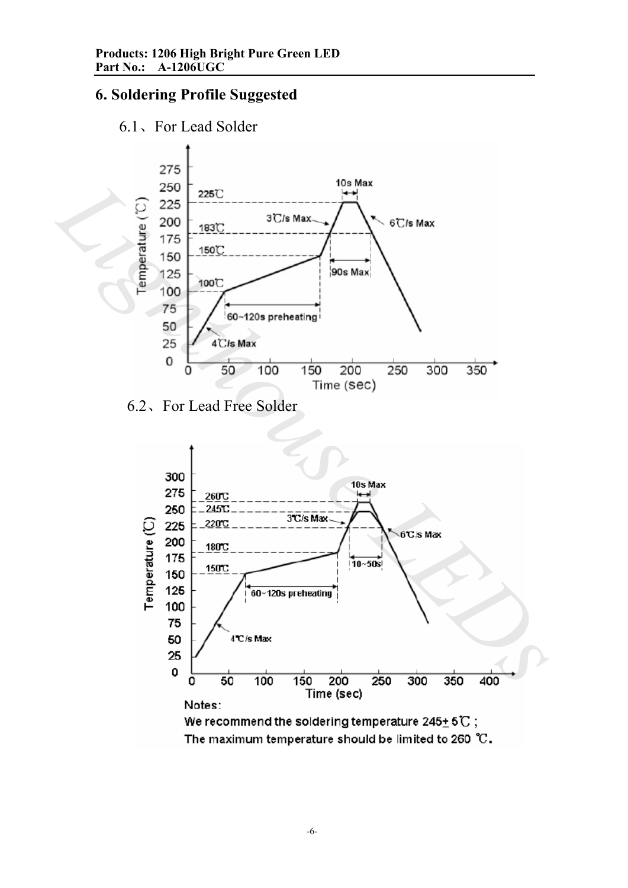## 6. Soldering Profile Suggested

### 6.1、For Lead Solder

### 6.2、For Lead Free Solder

Notes:

We recommend the soldering temperature 245± 5℃ ;

The maximum temperature should be limited to 260 ℃.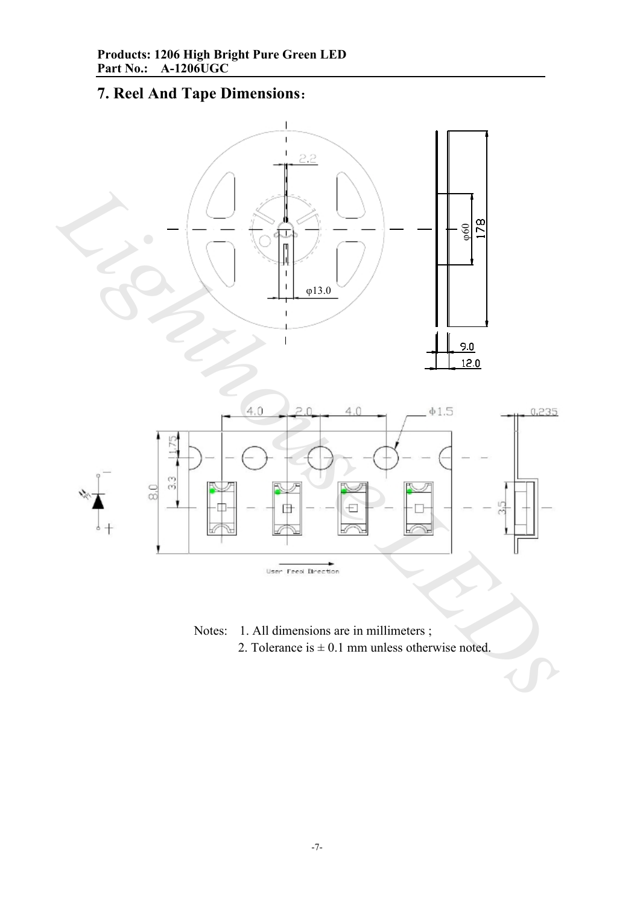## 7. Reel And Tape Dimensions:

Notes: 1. All dimensions are in millimeters ;

2. Tolerance is ± 0.1 mm unless otherwise noted.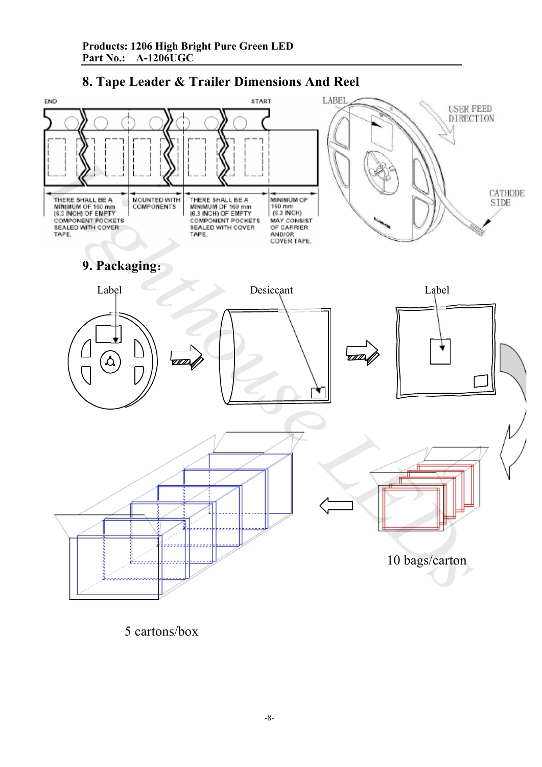## 8. Tape Leader & Trailer Dimensions And Reel

END

START

THERE SHALL BE A MINIMUM OF 160 mm (6.3 INCH) OF EMPTY COMPONENT POCKETS SEALED WITH COVER TAPE.

MOUNTED WITH COMPONENTS

THERE SHALL BE A MINIMUM OF 160 mm (6.3 INCH) OF EMPTY COMPONENT POCKETS SEALED WITH COVER TAPE.

MINIMUM OF 160 mm (6.3 INCH) MAY CONSIST OF CARRIER AND/OR COVER TAPE.

LABEL

USER FEED DIRECTION

CATHODE SIDE

## 9. Packaging:

Label

Desiccant

Label

10 bags/carton

5 cartons/box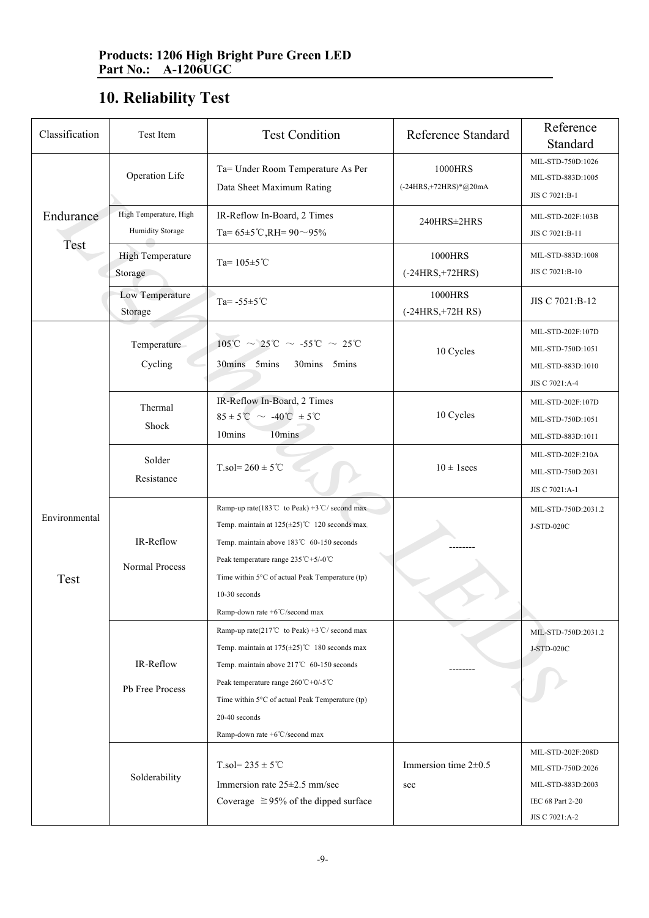**Products: 1206 High Bright Pure Green LED**
**Part No.: A-1206UGC**

## 10. Reliability Test

| Classification | Test Item | Test Condition | Reference Standard | Reference Standard |
|---|---|---|---|---|
| Endurance Test | Operation Life | Ta= Under Room Temperature As Per Data Sheet Maximum Rating | 1000HRS (-24HRS,+72HRS)*@20mA | MIL-STD-750D:1026 MIL-STD-883D:1005 JIS C 7021:B-1 |
| | High Temperature, High Humidity Storage | IR-Reflow In-Board, 2 Times Ta= 65±5℃,RH= 90～95% | 240HRS±2HRS | MIL-STD-202F:103B JIS C 7021:B-11 |
| | High Temperature Storage | Ta= 105±5℃ | 1000HRS (-24HRS,+72HRS) | MIL-STD-883D:1008 JIS C 7021:B-10 |
| | Low Temperature Storage | Ta= -55±5℃ | 1000HRS (-24HRS,+72H RS) | JIS C 7021:B-12 |
| Environmental Test | Temperature Cycling | 105℃ ～ 25℃ ～ -55℃ ～ 25℃ 30mins 5mins 30mins 5mins | 10 Cycles | MIL-STD-202F:107D MIL-STD-750D:1051 MIL-STD-883D:1010 JIS C 7021:A-4 |
| | Thermal Shock | IR-Reflow In-Board, 2 Times 85 ± 5℃ ～ -40℃ ± 5℃ 10mins 10mins | 10 Cycles | MIL-STD-202F:107D MIL-STD-750D:1051 MIL-STD-883D:1011 |
| | Solder Resistance | T.sol= 260 ± 5℃ | 10 ± 1secs | MIL-STD-202F:210A MIL-STD-750D:2031 JIS C 7021:A-1 |
| | IR-Reflow Normal Process | Ramp-up rate(183℃ to Peak) +3℃/ second max Temp. maintain at 125(±25)℃ 120 seconds max Temp. maintain above 183℃ 60-150 seconds Peak temperature range 235℃+5/-0℃ Time within 5°C of actual Peak Temperature (tp) 10-30 seconds Ramp-down rate +6℃/second max | -------- | MIL-STD-750D:2031.2 J-STD-020C |
| | IR-Reflow Pb Free Process | Ramp-up rate(217℃ to Peak) +3℃/ second max Temp. maintain at 175(±25)℃ 180 seconds max Temp. maintain above 217℃ 60-150 seconds Peak temperature range 260℃+0/-5℃ Time within 5°C of actual Peak Temperature (tp) 20-40 seconds Ramp-down rate +6℃/second max | -------- | MIL-STD-750D:2031.2 J-STD-020C |
| | Solderability | T.sol= 235 ± 5℃ Immersion rate 25±2.5 mm/sec Coverage ≧95% of the dipped surface | Immersion time 2±0.5 sec | MIL-STD-202F:208D MIL-STD-750D:2026 MIL-STD-883D:2003 IEC 68 Part 2-20 JIS C 7021:A-2 |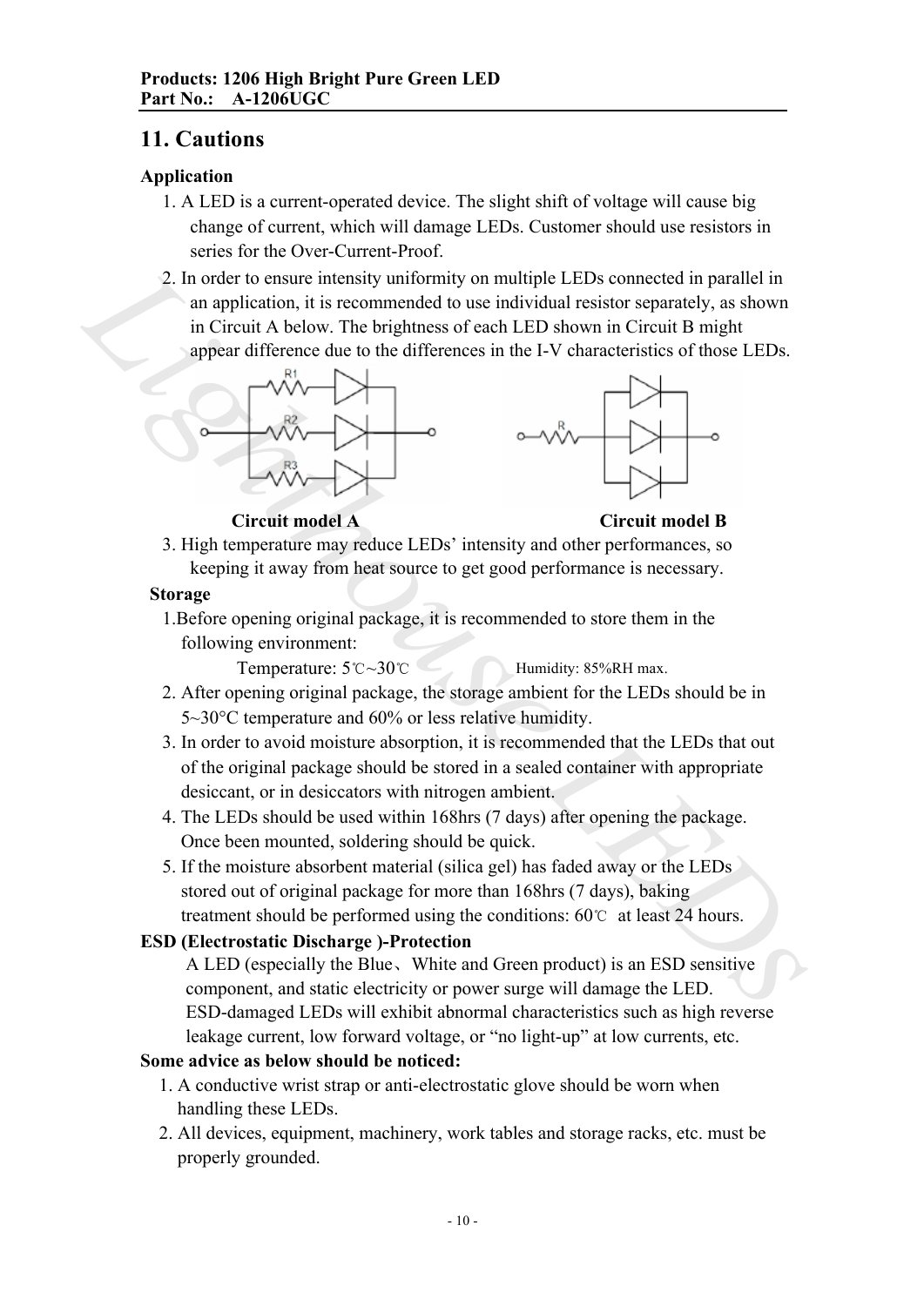## 11. Cautions

**Application**

1. A LED is a current-operated device. The slight shift of voltage will cause big change of current, which will damage LEDs. Customer should use resistors in series for the Over-Current-Proof.
2. In order to ensure intensity uniformity on multiple LEDs connected in parallel in an application, it is recommended to use individual resistor separately, as shown in Circuit A below. The brightness of each LED shown in Circuit B might appear difference due to the differences in the I-V characteristics of those LEDs.

**Circuit model A** **Circuit model B**

3. High temperature may reduce LEDs' intensity and other performances, so keeping it away from heat source to get good performance is necessary.

**Storage**

1. Before opening original package, it is recommended to store them in the following environment:
   Temperature: 5℃~30℃ Humidity: 85%RH max.
2. After opening original package, the storage ambient for the LEDs should be in 5~30°C temperature and 60% or less relative humidity.
3. In order to avoid moisture absorption, it is recommended that the LEDs that out of the original package should be stored in a sealed container with appropriate desiccant, or in desiccators with nitrogen ambient.
4. The LEDs should be used within 168hrs (7 days) after opening the package. Once been mounted, soldering should be quick.
5. If the moisture absorbent material (silica gel) has faded away or the LEDs stored out of original package for more than 168hrs (7 days), baking treatment should be performed using the conditions: 60℃ at least 24 hours.

**ESD (Electrostatic Discharge )-Protection**

A LED (especially the Blue、White and Green product) is an ESD sensitive component, and static electricity or power surge will damage the LED. ESD-damaged LEDs will exhibit abnormal characteristics such as high reverse leakage current, low forward voltage, or "no light-up" at low currents, etc.

**Some advice as below should be noticed:**

1. A conductive wrist strap or anti-electrostatic glove should be worn when handling these LEDs.
2. All devices, equipment, machinery, work tables and storage racks, etc. must be properly grounded.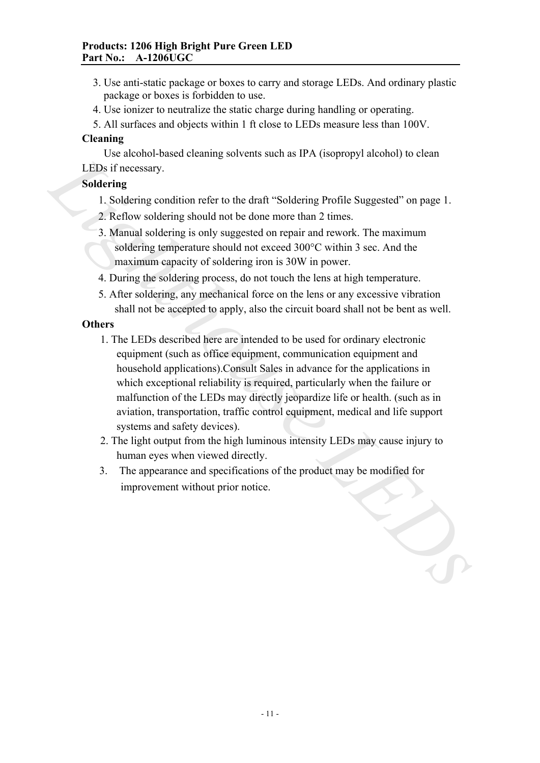3. Use anti-static package or boxes to carry and storage LEDs. And ordinary plastic package or boxes is forbidden to use.
4. Use ionizer to neutralize the static charge during handling or operating.
5. All surfaces and objects within 1 ft close to LEDs measure less than 100V.

**Cleaning**

Use alcohol-based cleaning solvents such as IPA (isopropyl alcohol) to clean LEDs if necessary.

**Soldering**

1. Soldering condition refer to the draft "Soldering Profile Suggested" on page 1.
2. Reflow soldering should not be done more than 2 times.
3. Manual soldering is only suggested on repair and rework. The maximum soldering temperature should not exceed 300°C within 3 sec. And the maximum capacity of soldering iron is 30W in power.
4. During the soldering process, do not touch the lens at high temperature.
5. After soldering, any mechanical force on the lens or any excessive vibration shall not be accepted to apply, also the circuit board shall not be bent as well.

**Others**

1. The LEDs described here are intended to be used for ordinary electronic equipment (such as office equipment, communication equipment and household applications).Consult Sales in advance for the applications in which exceptional reliability is required, particularly when the failure or malfunction of the LEDs may directly jeopardize life or health. (such as in aviation, transportation, traffic control equipment, medical and life support systems and safety devices).
2. The light output from the high luminous intensity LEDs may cause injury to human eyes when viewed directly.
3. The appearance and specifications of the product may be modified for improvement without prior notice.